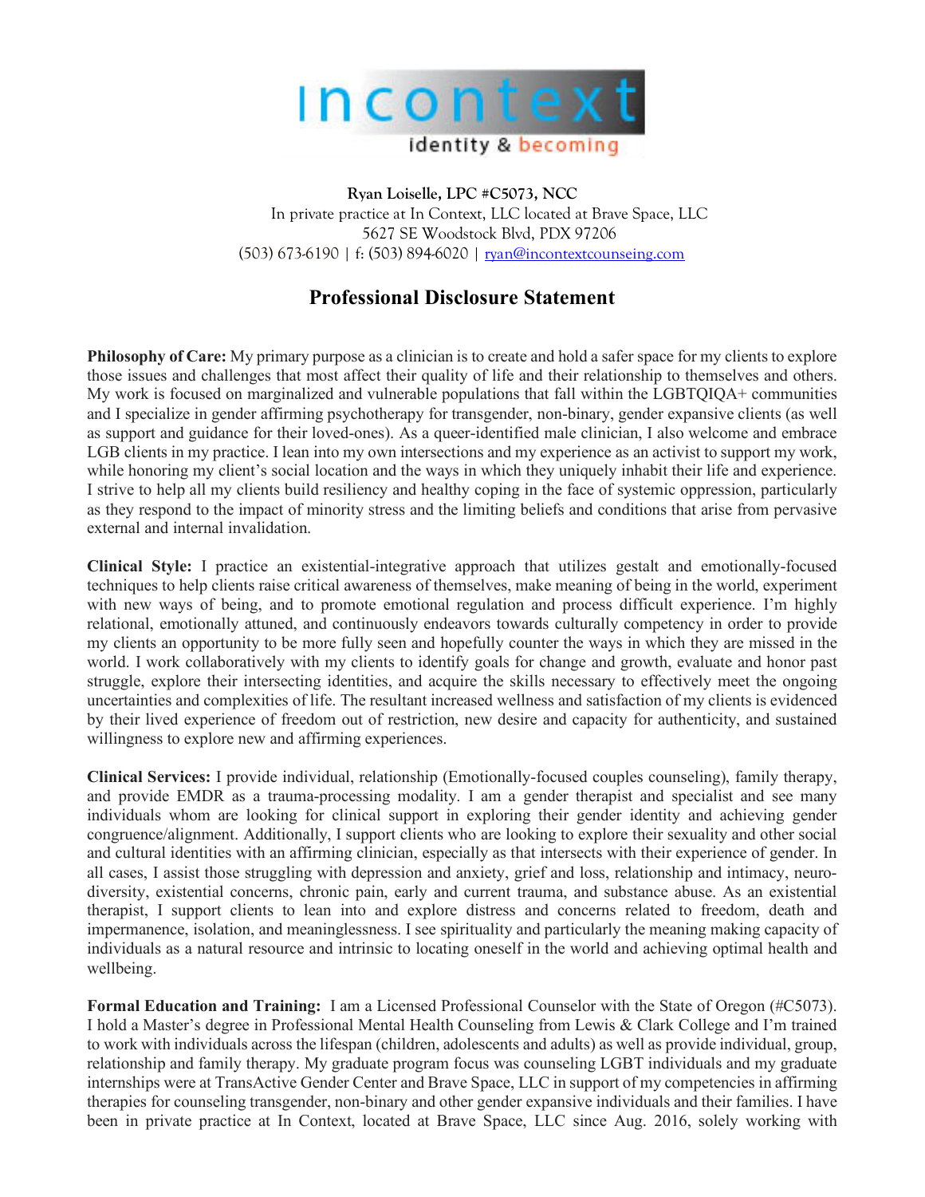incontext

identity & becoming

**Ryan Loiselle, LPC #C5073, NCC**
In private practice at In Context, LLC located at Brave Space, LLC
5627 SE Woodstock Blvd, PDX 97206
(503) 673-6190 | f: (503) 894-6020 | ryan@incontextcounseing.com

# Professional Disclosure Statement

**Philosophy of Care:** My primary purpose as a clinician is to create and hold a safer space for my clients to explore those issues and challenges that most affect their quality of life and their relationship to themselves and others. My work is focused on marginalized and vulnerable populations that fall within the LGBTQIQA+ communities and I specialize in gender affirming psychotherapy for transgender, non-binary, gender expansive clients (as well as support and guidance for their loved-ones). As a queer-identified male clinician, I also welcome and embrace LGB clients in my practice. I lean into my own intersections and my experience as an activist to support my work, while honoring my client's social location and the ways in which they uniquely inhabit their life and experience. I strive to help all my clients build resiliency and healthy coping in the face of systemic oppression, particularly as they respond to the impact of minority stress and the limiting beliefs and conditions that arise from pervasive external and internal invalidation.

**Clinical Style:** I practice an existential-integrative approach that utilizes gestalt and emotionally-focused techniques to help clients raise critical awareness of themselves, make meaning of being in the world, experiment with new ways of being, and to promote emotional regulation and process difficult experience. I'm highly relational, emotionally attuned, and continuously endeavors towards culturally competency in order to provide my clients an opportunity to be more fully seen and hopefully counter the ways in which they are missed in the world. I work collaboratively with my clients to identify goals for change and growth, evaluate and honor past struggle, explore their intersecting identities, and acquire the skills necessary to effectively meet the ongoing uncertainties and complexities of life. The resultant increased wellness and satisfaction of my clients is evidenced by their lived experience of freedom out of restriction, new desire and capacity for authenticity, and sustained willingness to explore new and affirming experiences.

**Clinical Services:** I provide individual, relationship (Emotionally-focused couples counseling), family therapy, and provide EMDR as a trauma-processing modality. I am a gender therapist and specialist and see many individuals whom are looking for clinical support in exploring their gender identity and achieving gender congruence/alignment. Additionally, I support clients who are looking to explore their sexuality and other social and cultural identities with an affirming clinician, especially as that intersects with their experience of gender. In all cases, I assist those struggling with depression and anxiety, grief and loss, relationship and intimacy, neuro-diversity, existential concerns, chronic pain, early and current trauma, and substance abuse. As an existential therapist, I support clients to lean into and explore distress and concerns related to freedom, death and impermanence, isolation, and meaninglessness. I see spirituality and particularly the meaning making capacity of individuals as a natural resource and intrinsic to locating oneself in the world and achieving optimal health and wellbeing.

**Formal Education and Training:** I am a Licensed Professional Counselor with the State of Oregon (#C5073). I hold a Master's degree in Professional Mental Health Counseling from Lewis & Clark College and I'm trained to work with individuals across the lifespan (children, adolescents and adults) as well as provide individual, group, relationship and family therapy. My graduate program focus was counseling LGBT individuals and my graduate internships were at TransActive Gender Center and Brave Space, LLC in support of my competencies in affirming therapies for counseling transgender, non-binary and other gender expansive individuals and their families. I have been in private practice at In Context, located at Brave Space, LLC since Aug. 2016, solely working with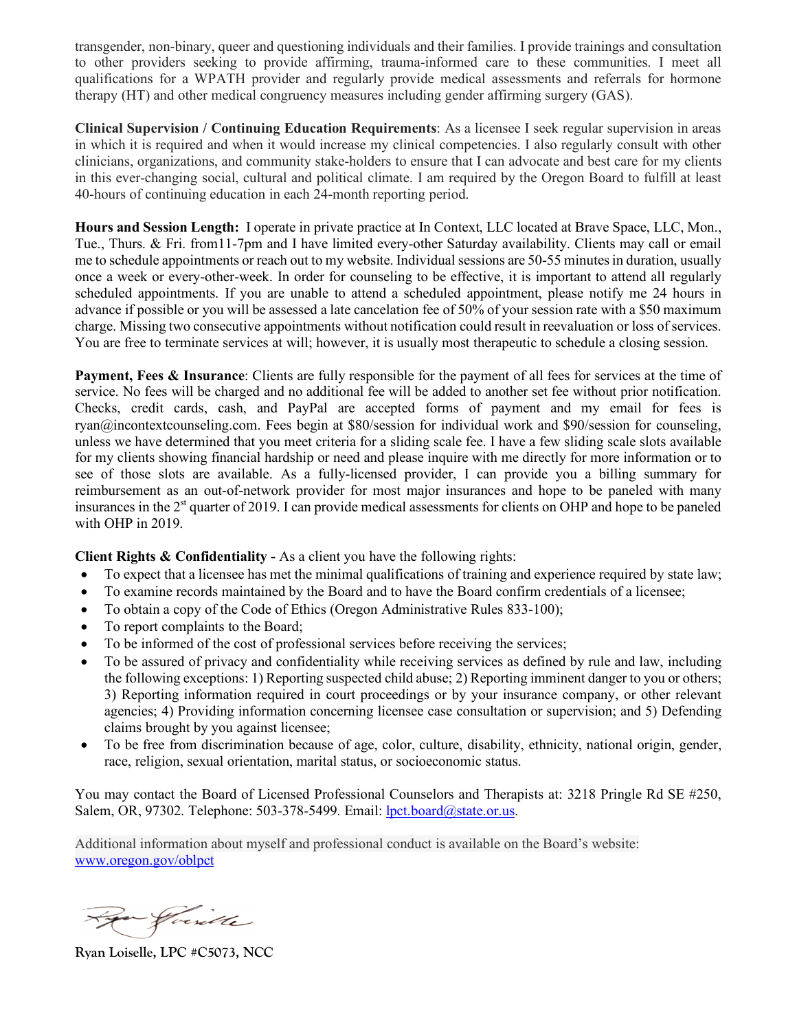transgender, non-binary, queer and questioning individuals and their families. I provide trainings and consultation to other providers seeking to provide affirming, trauma-informed care to these communities. I meet all qualifications for a WPATH provider and regularly provide medical assessments and referrals for hormone therapy (HT) and other medical congruency measures including gender affirming surgery (GAS).

**Clinical Supervision / Continuing Education Requirements**: As a licensee I seek regular supervision in areas in which it is required and when it would increase my clinical competencies. I also regularly consult with other clinicians, organizations, and community stake-holders to ensure that I can advocate and best care for my clients in this ever-changing social, cultural and political climate. I am required by the Oregon Board to fulfill at least 40-hours of continuing education in each 24-month reporting period.

**Hours and Session Length:** I operate in private practice at In Context, LLC located at Brave Space, LLC, Mon., Tue., Thurs. & Fri. from11-7pm and I have limited every-other Saturday availability. Clients may call or email me to schedule appointments or reach out to my website. Individual sessions are 50-55 minutes in duration, usually once a week or every-other-week. In order for counseling to be effective, it is important to attend all regularly scheduled appointments. If you are unable to attend a scheduled appointment, please notify me 24 hours in advance if possible or you will be assessed a late cancelation fee of 50% of your session rate with a $50 maximum charge. Missing two consecutive appointments without notification could result in reevaluation or loss of services. You are free to terminate services at will; however, it is usually most therapeutic to schedule a closing session.

**Payment, Fees & Insurance**: Clients are fully responsible for the payment of all fees for services at the time of service. No fees will be charged and no additional fee will be added to another set fee without prior notification. Checks, credit cards, cash, and PayPal are accepted forms of payment and my email for fees is ryan@incontextcounseling.com. Fees begin at $80/session for individual work and $90/session for counseling, unless we have determined that you meet criteria for a sliding scale fee. I have a few sliding scale slots available for my clients showing financial hardship or need and please inquire with me directly for more information or to see of those slots are available. As a fully-licensed provider, I can provide you a billing summary for reimbursement as an out-of-network provider for most major insurances and hope to be paneled with many insurances in the 2st quarter of 2019. I can provide medical assessments for clients on OHP and hope to be paneled with OHP in 2019.

**Client Rights & Confidentiality -** As a client you have the following rights:

- To expect that a licensee has met the minimal qualifications of training and experience required by state law;
- To examine records maintained by the Board and to have the Board confirm credentials of a licensee;
- To obtain a copy of the Code of Ethics (Oregon Administrative Rules 833-100);
- To report complaints to the Board;
- To be informed of the cost of professional services before receiving the services;
- To be assured of privacy and confidentiality while receiving services as defined by rule and law, including the following exceptions: 1) Reporting suspected child abuse; 2) Reporting imminent danger to you or others; 3) Reporting information required in court proceedings or by your insurance company, or other relevant agencies; 4) Providing information concerning licensee case consultation or supervision; and 5) Defending claims brought by you against licensee;
- To be free from discrimination because of age, color, culture, disability, ethnicity, national origin, gender, race, religion, sexual orientation, marital status, or socioeconomic status.

You may contact the Board of Licensed Professional Counselors and Therapists at: 3218 Pringle Rd SE #250, Salem, OR, 97302. Telephone: 503-378-5499. Email: lpct.board@state.or.us.

Additional information about myself and professional conduct is available on the Board's website: www.oregon.gov/oblpct

**Ryan Loiselle, LPC #C5073, NCC**